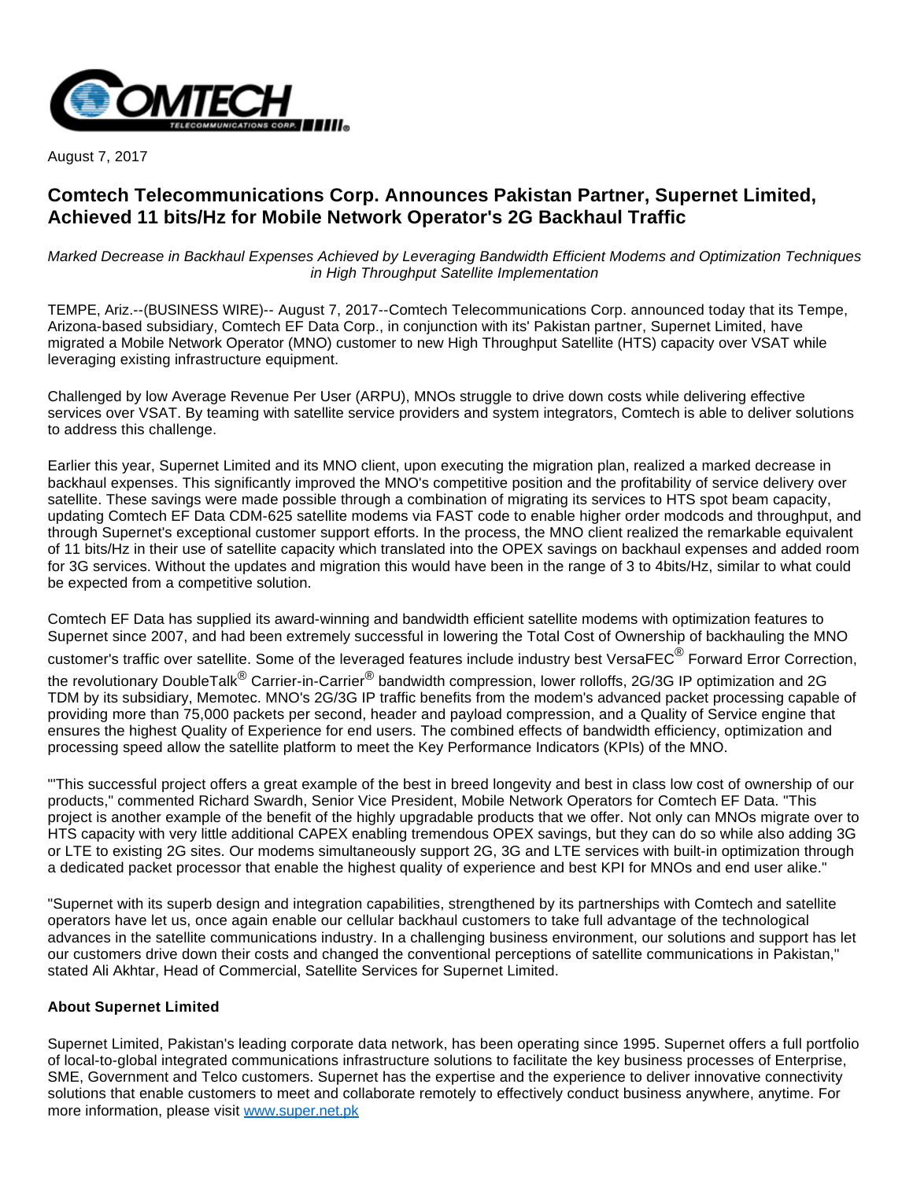August 7, 2017

# Comtech Telecommunications Corp. Announces Pakistan Partner, Supernet Limited, Achieved 11 bits/Hz for Mobile Network Operator's 2G Backhaul Traffic

*Marked Decrease in Backhaul Expenses Achieved by Leveraging Bandwidth Efficient Modems and Optimization Techniques in High Throughput Satellite Implementation*

TEMPE, Ariz.--(BUSINESS WIRE)-- August 7, 2017--Comtech Telecommunications Corp. announced today that its Tempe, Arizona-based subsidiary, Comtech EF Data Corp., in conjunction with its' Pakistan partner, Supernet Limited, have migrated a Mobile Network Operator (MNO) customer to new High Throughput Satellite (HTS) capacity over VSAT while leveraging existing infrastructure equipment.

Challenged by low Average Revenue Per User (ARPU), MNOs struggle to drive down costs while delivering effective services over VSAT. By teaming with satellite service providers and system integrators, Comtech is able to deliver solutions to address this challenge.

Earlier this year, Supernet Limited and its MNO client, upon executing the migration plan, realized a marked decrease in backhaul expenses. This significantly improved the MNO's competitive position and the profitability of service delivery over satellite. These savings were made possible through a combination of migrating its services to HTS spot beam capacity, updating Comtech EF Data CDM-625 satellite modems via FAST code to enable higher order modcods and throughput, and through Supernet's exceptional customer support efforts. In the process, the MNO client realized the remarkable equivalent of 11 bits/Hz in their use of satellite capacity which translated into the OPEX savings on backhaul expenses and added room for 3G services. Without the updates and migration this would have been in the range of 3 to 4bits/Hz, similar to what could be expected from a competitive solution.

Comtech EF Data has supplied its award-winning and bandwidth efficient satellite modems with optimization features to Supernet since 2007, and had been extremely successful in lowering the Total Cost of Ownership of backhauling the MNO customer's traffic over satellite. Some of the leveraged features include industry best VersaFEC® Forward Error Correction, the revolutionary DoubleTalk® Carrier-in-Carrier® bandwidth compression, lower rolloffs, 2G/3G IP optimization and 2G TDM by its subsidiary, Memotec. MNO's 2G/3G IP traffic benefits from the modem's advanced packet processing capable of providing more than 75,000 packets per second, header and payload compression, and a Quality of Service engine that ensures the highest Quality of Experience for end users. The combined effects of bandwidth efficiency, optimization and processing speed allow the satellite platform to meet the Key Performance Indicators (KPIs) of the MNO.

"'This successful project offers a great example of the best in breed longevity and best in class low cost of ownership of our products," commented Richard Swardh, Senior Vice President, Mobile Network Operators for Comtech EF Data. "This project is another example of the benefit of the highly upgradable products that we offer. Not only can MNOs migrate over to HTS capacity with very little additional CAPEX enabling tremendous OPEX savings, but they can do so while also adding 3G or LTE to existing 2G sites. Our modems simultaneously support 2G, 3G and LTE services with built-in optimization through a dedicated packet processor that enable the highest quality of experience and best KPI for MNOs and end user alike."

"Supernet with its superb design and integration capabilities, strengthened by its partnerships with Comtech and satellite operators have let us, once again enable our cellular backhaul customers to take full advantage of the technological advances in the satellite communications industry. In a challenging business environment, our solutions and support has let our customers drive down their costs and changed the conventional perceptions of satellite communications in Pakistan," stated Ali Akhtar, Head of Commercial, Satellite Services for Supernet Limited.

**About Supernet Limited**

Supernet Limited, Pakistan's leading corporate data network, has been operating since 1995. Supernet offers a full portfolio of local-to-global integrated communications infrastructure solutions to facilitate the key business processes of Enterprise, SME, Government and Telco customers. Supernet has the expertise and the experience to deliver innovative connectivity solutions that enable customers to meet and collaborate remotely to effectively conduct business anywhere, anytime. For more information, please visit [www.super.net.pk](http://www.super.net.pk)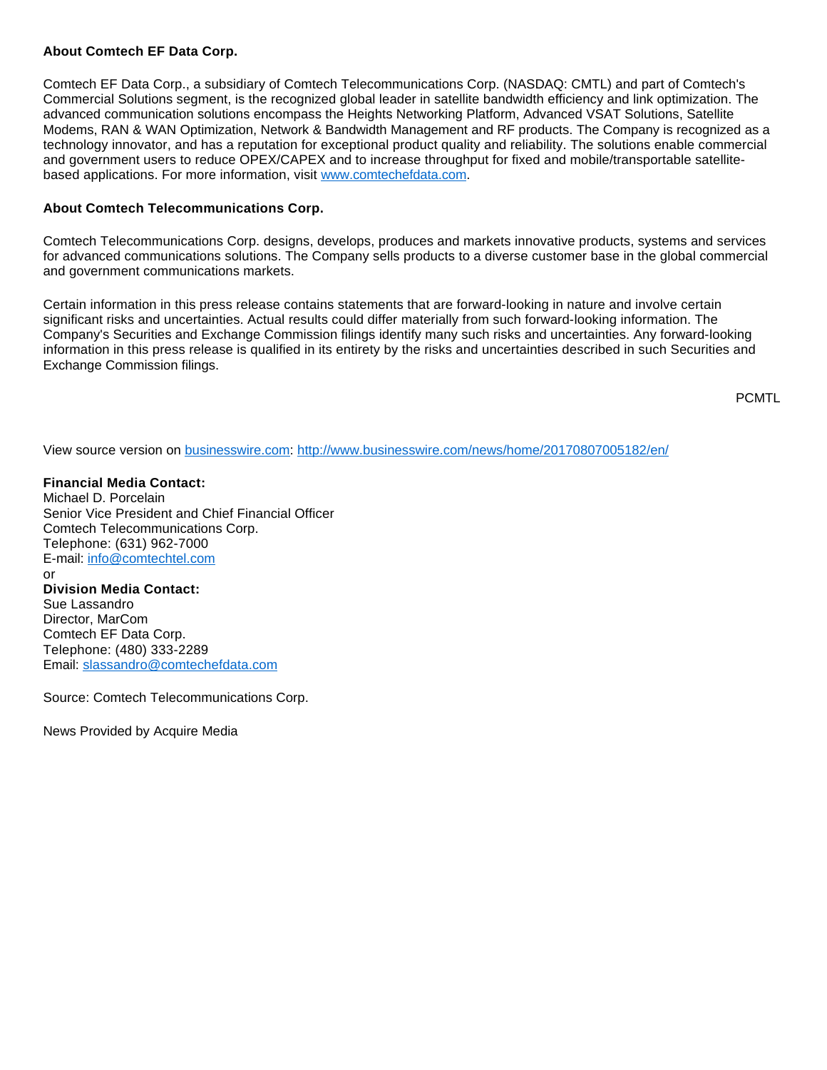**About Comtech EF Data Corp.**

Comtech EF Data Corp., a subsidiary of Comtech Telecommunications Corp. (NASDAQ: CMTL) and part of Comtech's Commercial Solutions segment, is the recognized global leader in satellite bandwidth efficiency and link optimization. The advanced communication solutions encompass the Heights Networking Platform, Advanced VSAT Solutions, Satellite Modems, RAN & WAN Optimization, Network & Bandwidth Management and RF products. The Company is recognized as a technology innovator, and has a reputation for exceptional product quality and reliability. The solutions enable commercial and government users to reduce OPEX/CAPEX and to increase throughput for fixed and mobile/transportable satellite-based applications. For more information, visit [www.comtechefdata.com](http://www.comtechefdata.com).

**About Comtech Telecommunications Corp.**

Comtech Telecommunications Corp. designs, develops, produces and markets innovative products, systems and services for advanced communications solutions. The Company sells products to a diverse customer base in the global commercial and government communications markets.

Certain information in this press release contains statements that are forward-looking in nature and involve certain significant risks and uncertainties. Actual results could differ materially from such forward-looking information. The Company's Securities and Exchange Commission filings identify many such risks and uncertainties. Any forward-looking information in this press release is qualified in its entirety by the risks and uncertainties described in such Securities and Exchange Commission filings.

PCMTL

View source version on [businesswire.com](http://businesswire.com): [http://www.businesswire.com/news/home/20170807005182/en/](http://www.businesswire.com/news/home/20170807005182/en/)

**Financial Media Contact:**
Michael D. Porcelain
Senior Vice President and Chief Financial Officer
Comtech Telecommunications Corp.
Telephone: (631) 962-7000
E-mail: [info@comtechtel.com](mailto:info@comtechtel.com)
or
**Division Media Contact:**
Sue Lassandro
Director, MarCom
Comtech EF Data Corp.
Telephone: (480) 333-2289
Email: [slassandro@comtechefdata.com](mailto:slassandro@comtechefdata.com)

Source: Comtech Telecommunications Corp.

News Provided by Acquire Media